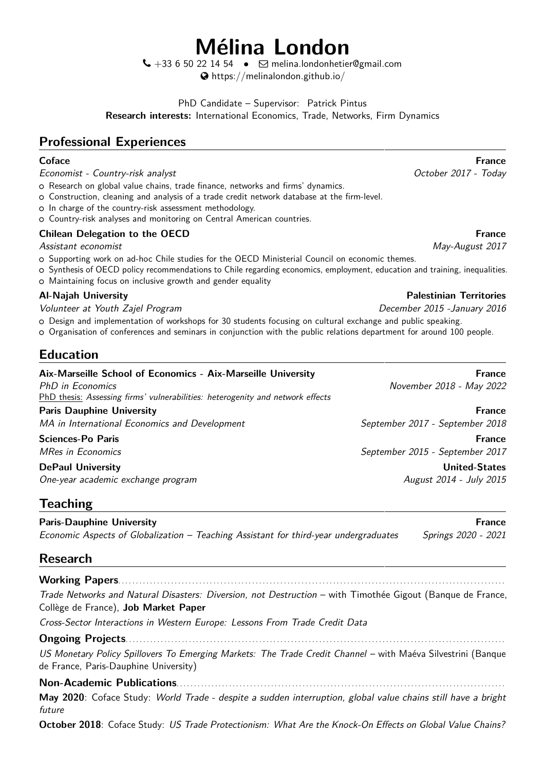# Mélina London

+33 6 50 22 14 54 • melina.londonhetier@gmail.com
https://melinalondon.github.io/

PhD Candidate – Supervisor: Patrick Pintus
**Research interests:** International Economics, Trade, Networks, Firm Dynamics

## Professional Experiences

**Coface** — **France**
*Economist - Country-risk analyst* — *October 2017 - Today*

- Research on global value chains, trade finance, networks and firms' dynamics.
- Construction, cleaning and analysis of a trade credit network database at the firm-level.
- In charge of the country-risk assessment methodology.
- Country-risk analyses and monitoring on Central American countries.

**Chilean Delegation to the OECD** — **France**
*Assistant economist* — *May-August 2017*

- Supporting work on ad-hoc Chile studies for the OECD Ministerial Council on economic themes.
- Synthesis of OECD policy recommendations to Chile regarding economics, employment, education and training, inequalities.
- Maintaining focus on inclusive growth and gender equality

**Al-Najah University** — **Palestinian Territories**
*Volunteer at Youth Zajel Program* — *December 2015 -January 2016*

- Design and implementation of workshops for 30 students focusing on cultural exchange and public speaking.
- Organisation of conferences and seminars in conjunction with the public relations department for around 100 people.

## Education

**Aix-Marseille School of Economics - Aix-Marseille University** — **France**
*PhD in Economics* — *November 2018 - May 2022*
PhD thesis: *Assessing firms' vulnerabilities: heterogenity and network effects*

**Paris Dauphine University** — **France**
*MA in International Economics and Development* — *September 2017 - September 2018*

**Sciences-Po Paris** — **France**
*MRes in Economics* — *September 2015 - September 2017*

**DePaul University** — **United-States**
*One-year academic exchange program* — *August 2014 - July 2015*

## Teaching

**Paris-Dauphine University** — **France**
*Economic Aspects of Globalization – Teaching Assistant for third-year undergraduates* — *Springs 2020 - 2021*

## Research

**Working Papers**

*Trade Networks and Natural Disasters: Diversion, not Destruction* – with Timothée Gigout (Banque de France, Collège de France), **Job Market Paper**

*Cross-Sector Interactions in Western Europe: Lessons From Trade Credit Data*

**Ongoing Projects**

*US Monetary Policy Spillovers To Emerging Markets: The Trade Credit Channel* – with Maéva Silvestrini (Banque de France, Paris-Dauphine University)

**Non-Academic Publications**

**May 2020**: Coface Study: *World Trade - despite a sudden interruption, global value chains still have a bright future*

**October 2018**: Coface Study: *US Trade Protectionism: What Are the Knock-On Effects on Global Value Chains?*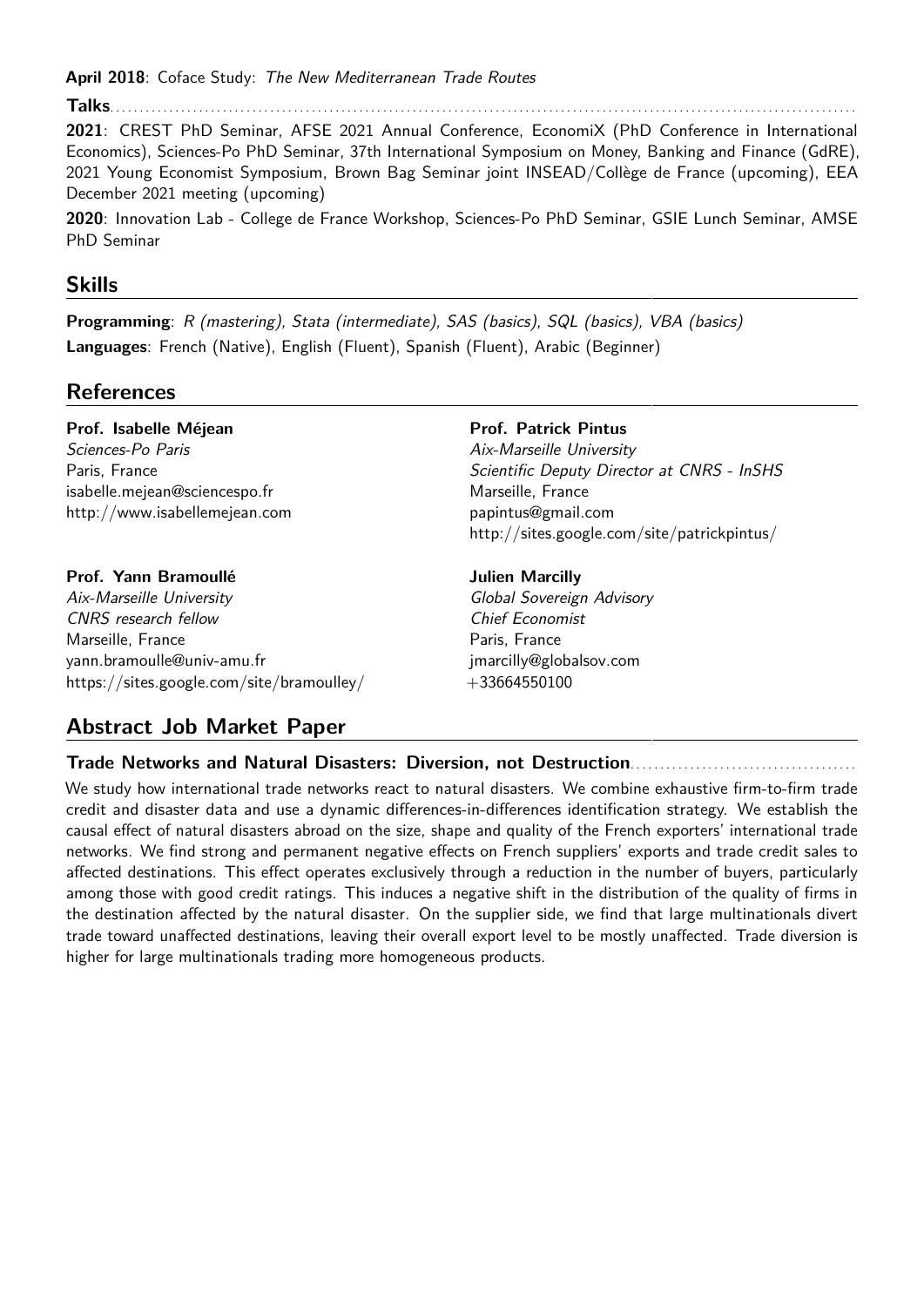**April 2018**: Coface Study: *The New Mediterranean Trade Routes*

**Talks**

**2021**: CREST PhD Seminar, AFSE 2021 Annual Conference, EconomiX (PhD Conference in International Economics), Sciences-Po PhD Seminar, 37th International Symposium on Money, Banking and Finance (GdRE), 2021 Young Economist Symposium, Brown Bag Seminar joint INSEAD/Collège de France (upcoming), EEA December 2021 meeting (upcoming)

**2020**: Innovation Lab - College de France Workshop, Sciences-Po PhD Seminar, GSIE Lunch Seminar, AMSE PhD Seminar

## Skills

**Programming**: *R (mastering), Stata (intermediate), SAS (basics), SQL (basics), VBA (basics)*
**Languages**: French (Native), English (Fluent), Spanish (Fluent), Arabic (Beginner)

## References

**Prof. Isabelle Méjean**
*Sciences-Po Paris*
Paris, France
isabelle.mejean@sciencespo.fr
http://www.isabellemejean.com

**Prof. Patrick Pintus**
*Aix-Marseille University*
*Scientific Deputy Director at CNRS - InSHS*
Marseille, France
papintus@gmail.com
http://sites.google.com/site/patrickpintus/

**Prof. Yann Bramoullé**
*Aix-Marseille University*
*CNRS research fellow*
Marseille, France
yann.bramoulle@univ-amu.fr
https://sites.google.com/site/bramoulley/

**Julien Marcilly**
*Global Sovereign Advisory*
*Chief Economist*
Paris, France
jmarcilly@globalsov.com
+33664550100

## Abstract Job Market Paper

**Trade Networks and Natural Disasters: Diversion, not Destruction**

We study how international trade networks react to natural disasters. We combine exhaustive firm-to-firm trade credit and disaster data and use a dynamic differences-in-differences identification strategy. We establish the causal effect of natural disasters abroad on the size, shape and quality of the French exporters' international trade networks. We find strong and permanent negative effects on French suppliers' exports and trade credit sales to affected destinations. This effect operates exclusively through a reduction in the number of buyers, particularly among those with good credit ratings. This induces a negative shift in the distribution of the quality of firms in the destination affected by the natural disaster. On the supplier side, we find that large multinationals divert trade toward unaffected destinations, leaving their overall export level to be mostly unaffected. Trade diversion is higher for large multinationals trading more homogeneous products.